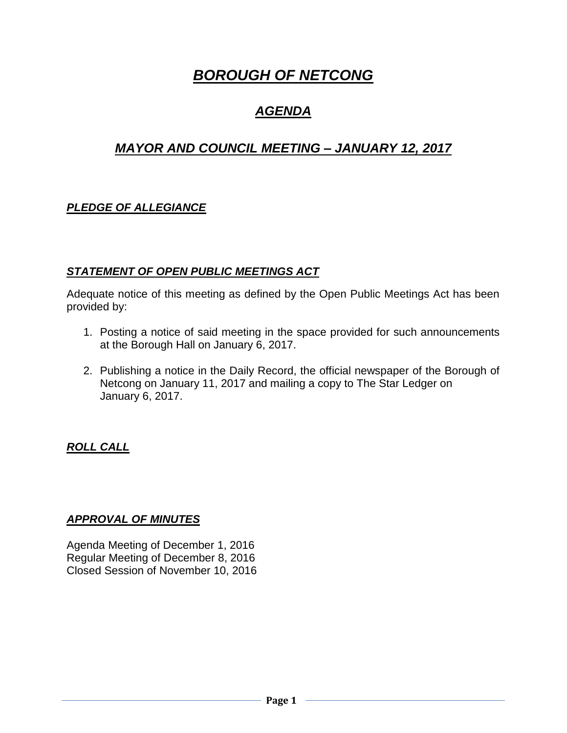# ***BOROUGH OF NETCONG***

## ***AGENDA***

## ***MAYOR AND COUNCIL MEETING – JANUARY 12, 2017***

### ***PLEDGE OF ALLEGIANCE***

### ***STATEMENT OF OPEN PUBLIC MEETINGS ACT***

Adequate notice of this meeting as defined by the Open Public Meetings Act has been provided by:

1. Posting a notice of said meeting in the space provided for such announcements at the Borough Hall on January 6, 2017.

2. Publishing a notice in the Daily Record, the official newspaper of the Borough of Netcong on January 11, 2017 and mailing a copy to The Star Ledger on January 6, 2017.

### ***ROLL CALL***

### ***APPROVAL OF MINUTES***

Agenda Meeting of December 1, 2016
Regular Meeting of December 8, 2016
Closed Session of November 10, 2016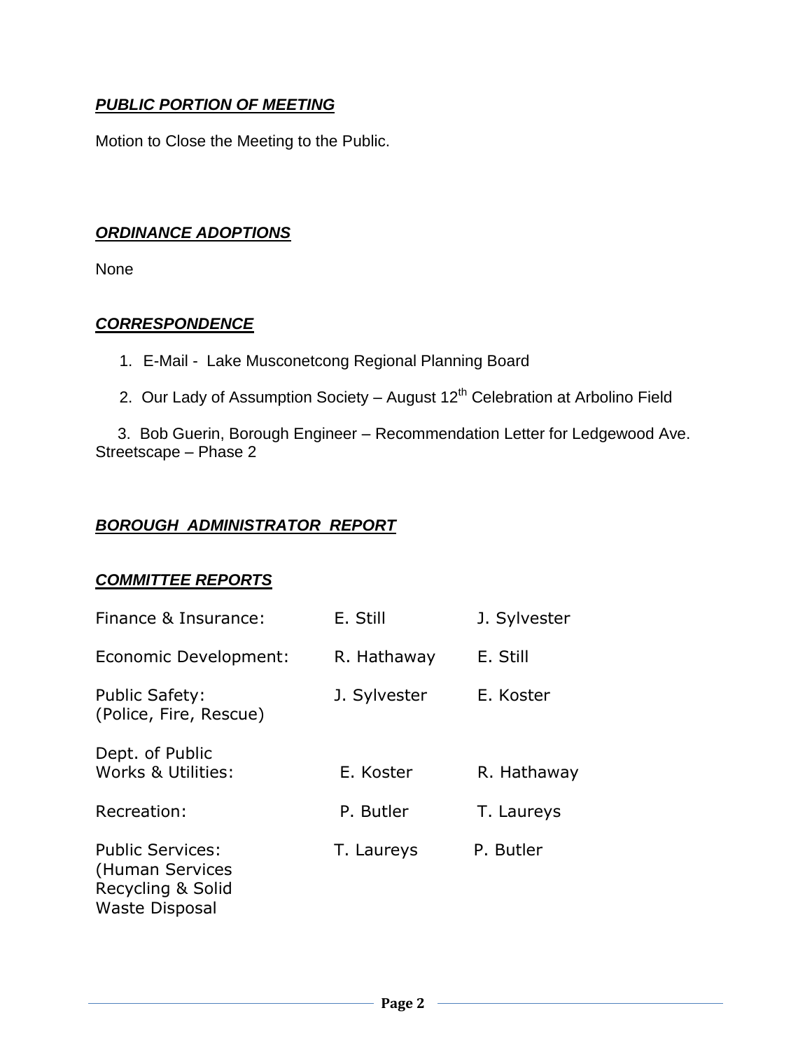***PUBLIC PORTION OF MEETING***

Motion to Close the Meeting to the Public.

***ORDINANCE ADOPTIONS***

None

***CORRESPONDENCE***

1. E-Mail - Lake Musconetcong Regional Planning Board
2. Our Lady of Assumption Society – August 12th Celebration at Arbolino Field
3. Bob Guerin, Borough Engineer – Recommendation Letter for Ledgewood Ave. Streetscape – Phase 2

***BOROUGH ADMINISTRATOR REPORT***

***COMMITTEE REPORTS***

| | | |
|---|---|---|
| Finance & Insurance: | E. Still | J. Sylvester |
| Economic Development: | R. Hathaway | E. Still |
| Public Safety: (Police, Fire, Rescue) | J. Sylvester | E. Koster |
| Dept. of Public Works & Utilities: | E. Koster | R. Hathaway |
| Recreation: | P. Butler | T. Laureys |
| Public Services: (Human Services Recycling & Solid Waste Disposal | T. Laureys | P. Butler |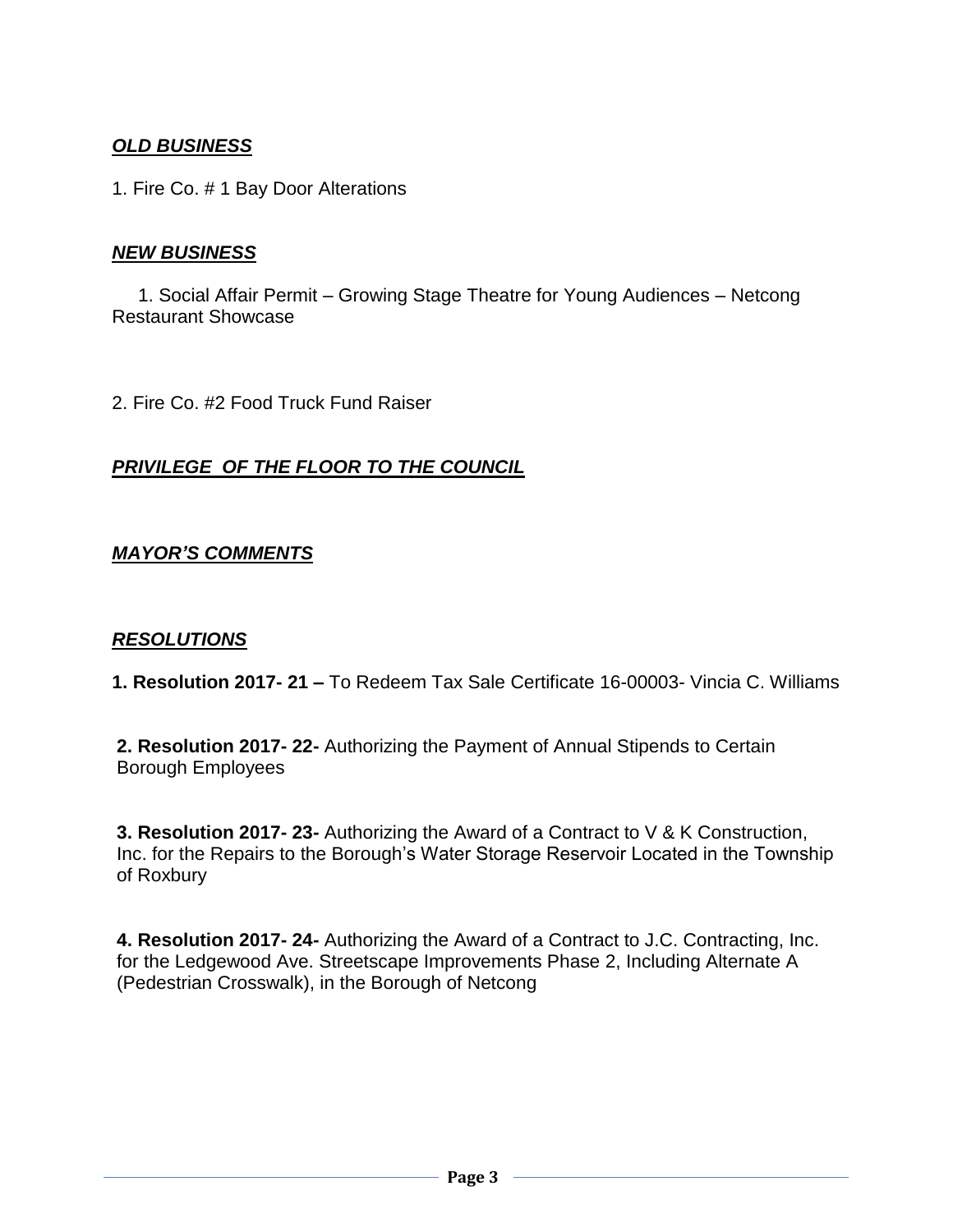***OLD BUSINESS***

1. Fire Co. # 1 Bay Door Alterations

***NEW BUSINESS***

1. Social Affair Permit – Growing Stage Theatre for Young Audiences – Netcong Restaurant Showcase

2. Fire Co. #2 Food Truck Fund Raiser

***PRIVILEGE OF THE FLOOR TO THE COUNCIL***

***MAYOR'S COMMENTS***

***RESOLUTIONS***

**1. Resolution 2017- 21 –** To Redeem Tax Sale Certificate 16-00003- Vincia C. Williams

**2. Resolution 2017- 22-** Authorizing the Payment of Annual Stipends to Certain Borough Employees

**3. Resolution 2017- 23-** Authorizing the Award of a Contract to V & K Construction, Inc. for the Repairs to the Borough's Water Storage Reservoir Located in the Township of Roxbury

**4. Resolution 2017- 24-** Authorizing the Award of a Contract to J.C. Contracting, Inc. for the Ledgewood Ave. Streetscape Improvements Phase 2, Including Alternate A (Pedestrian Crosswalk), in the Borough of Netcong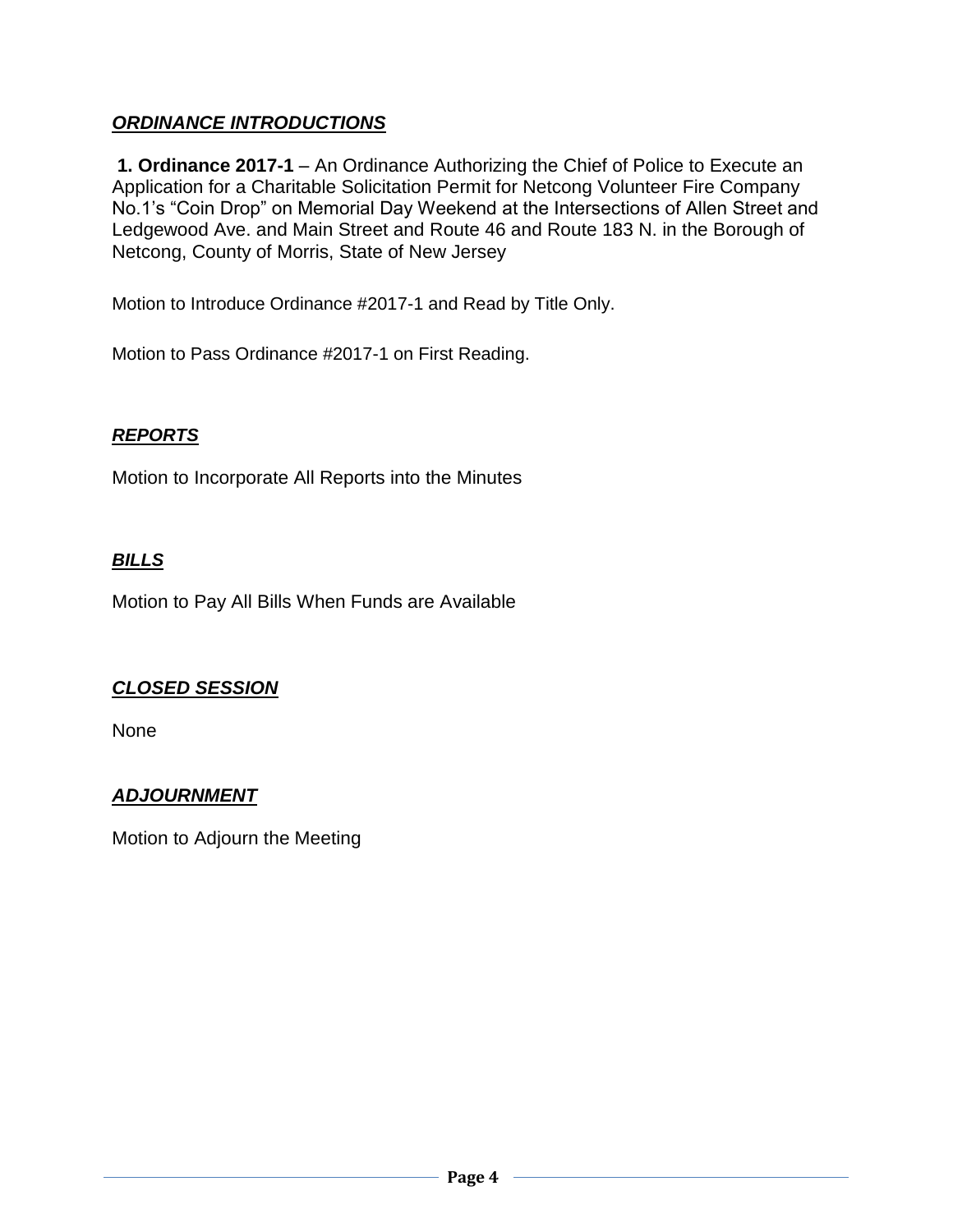## ***ORDINANCE INTRODUCTIONS***

**1. Ordinance 2017-1** – An Ordinance Authorizing the Chief of Police to Execute an Application for a Charitable Solicitation Permit for Netcong Volunteer Fire Company No.1's "Coin Drop" on Memorial Day Weekend at the Intersections of Allen Street and Ledgewood Ave. and Main Street and Route 46 and Route 183 N. in the Borough of Netcong, County of Morris, State of New Jersey

Motion to Introduce Ordinance #2017-1 and Read by Title Only.

Motion to Pass Ordinance #2017-1 on First Reading.

## ***REPORTS***

Motion to Incorporate All Reports into the Minutes

## ***BILLS***

Motion to Pay All Bills When Funds are Available

## ***CLOSED SESSION***

None

## ***ADJOURNMENT***

Motion to Adjourn the Meeting